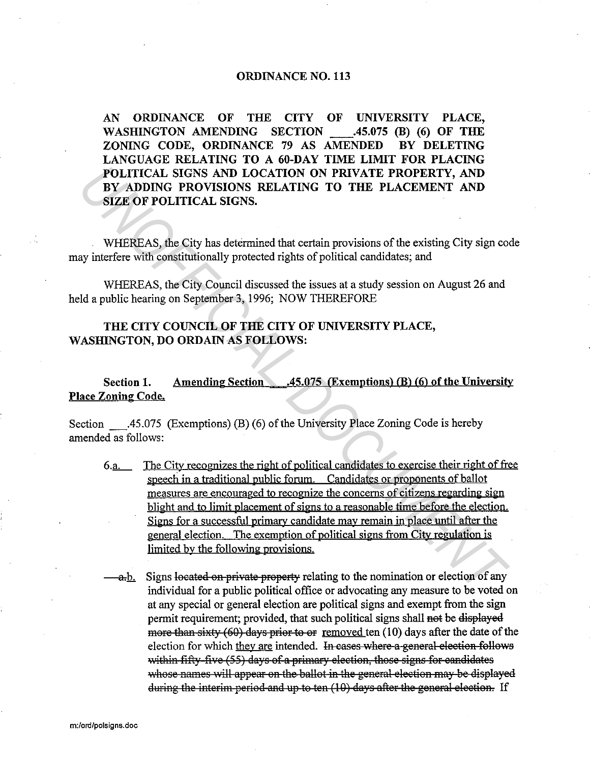# ORDINANCE NO. 113

**AN ORDINANCE OF THE CITY OF UNIVERSITY PLACE, WASHINGTON AMENDING SECTION ___.45.075 (B) (6) OF THE ZONING CODE, ORDINANCE 79 AS AMENDED BY DELETING LANGUAGE RELATING TO A 60-DAY TIME LIMIT FOR PLACING POLITICAL SIGNS AND LOCATION ON PRIVATE PROPERTY, AND BY ADDING PROVISIONS RELATING TO THE PLACEMENT AND SIZE OF POLITICAL SIGNS.**

WHEREAS, the City has determined that certain provisions of the existing City sign code may interfere with constitutionally protected rights of political candidates; and

WHEREAS, the City Council discussed the issues at a study session on August 26 and held a public hearing on September 3, 1996; NOW THEREFORE

**THE CITY COUNCIL OF THE CITY OF UNIVERSITY PLACE, WASHINGTON, DO ORDAIN AS FOLLOWS:**

**Section 1.** **<u>Amending Section ___.45.075 (Exemptions) (B) (6) of the University Place Zoning Code.</u>**

Section ___.45.075 (Exemptions) (B) (6) of the University Place Zoning Code is hereby amended as follows:

6.<u>a.</u> <u>The City recognizes the right of political candidates to exercise their right of free speech in a traditional public forum. Candidates or proponents of ballot measures are encouraged to recognize the concerns of citizens regarding sign blight and to limit placement of signs to a reasonable time before the election. Signs for a successful primary candidate may remain in place until after the general election. The exemption of political signs from City regulation is limited by the following provisions.</u>

~~a.~~<u>b.</u> Signs ~~located on private property~~ relating to the nomination or election of any individual for a public political office or advocating any measure to be voted on at any special or general election are political signs and exempt from the sign permit requirement; provided, that such political signs shall ~~not~~ be ~~displayed more than sixty (60) days prior to or~~ <u>removed</u> ten (10) days after the date of the election for which <u>they are</u> intended. ~~In cases where a general election follows within fifty-five (55) days of a primary election, those signs for candidates whose names will appear on the ballot in the general election may be displayed during the interim period and up to ten (10) days after the general election.~~ If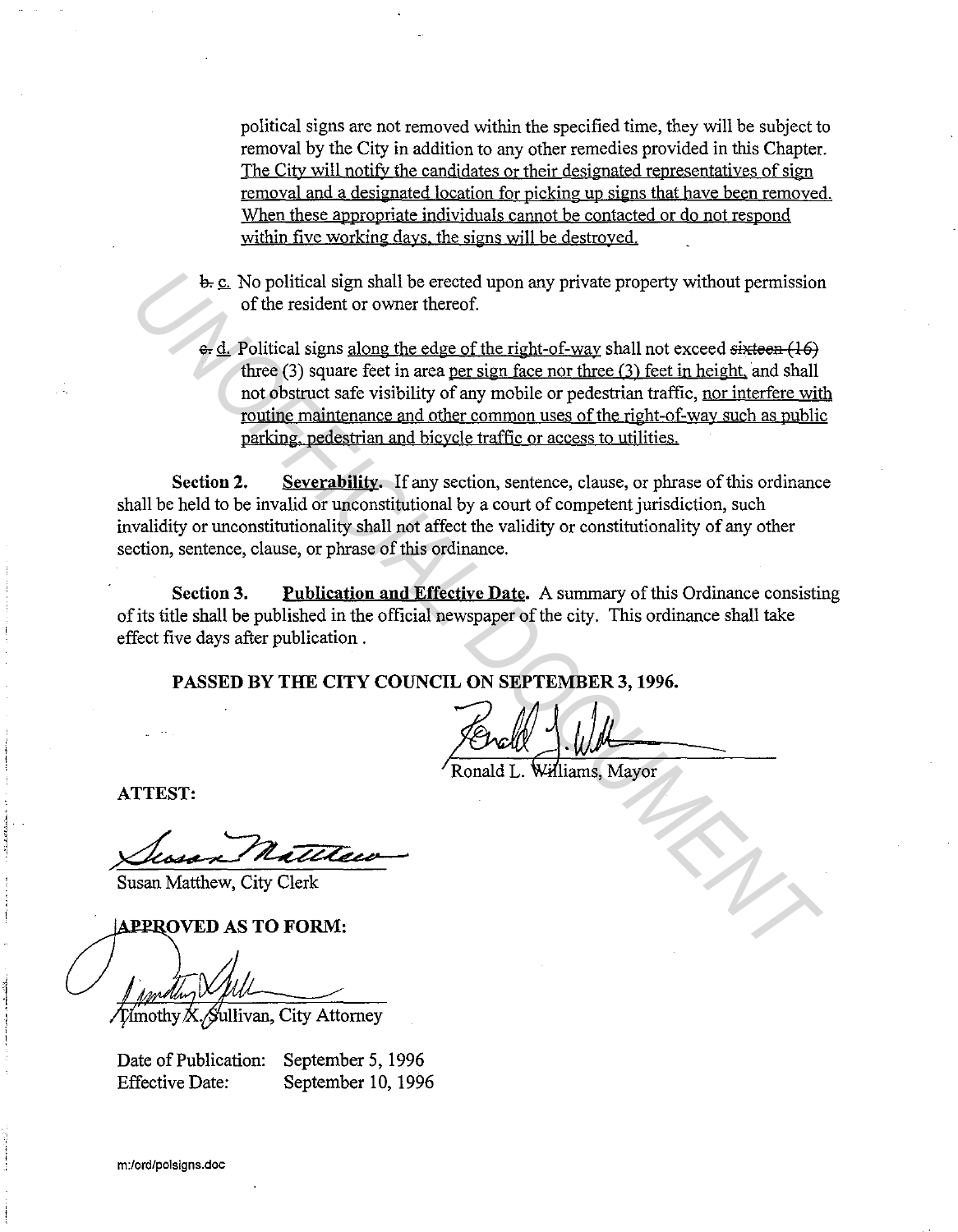political signs are not removed within the specified time, they will be subject to removal by the City in addition to any other remedies provided in this Chapter. <u>The City will notify the candidates or their designated representatives of sign removal and a designated location for picking up signs that have been removed. When these appropriate individuals cannot be contacted or do not respond within five working days, the signs will be destroyed.</u>

~~b.~~ <u>c.</u> No political sign shall be erected upon any private property without permission of the resident or owner thereof.

~~c.~~ <u>d.</u> Political signs <u>along the edge of the right-of-way</u> shall not exceed ~~sixteen (16)~~ three (3) square feet in area <u>per sign face nor three (3) feet in height,</u> and shall not obstruct safe visibility of any mobile or pedestrian traffic, <u>nor interfere with routine maintenance and other common uses of the right-of-way such as public parking, pedestrian and bicycle traffic or access to utilities.</u>

**Section 2.** **<u>Severability</u>.** If any section, sentence, clause, or phrase of this ordinance shall be held to be invalid or unconstitutional by a court of competent jurisdiction, such invalidity or unconstitutionality shall not affect the validity or constitutionality of any other section, sentence, clause, or phrase of this ordinance.

**Section 3.** **<u>Publication and Effective Date</u>.** A summary of this Ordinance consisting of its title shall be published in the official newspaper of the city. This ordinance shall take effect five days after publication .

**PASSED BY THE CITY COUNCIL ON SEPTEMBER 3, 1996.**

Ronald L. Williams, Mayor

**ATTEST:**

Susan Matthew, City Clerk

**APPROVED AS TO FORM:**

Timothy X. Sullivan, City Attorney

Date of Publication: September 5, 1996
Effective Date: September 10, 1996

m:/ord/polsigns.doc